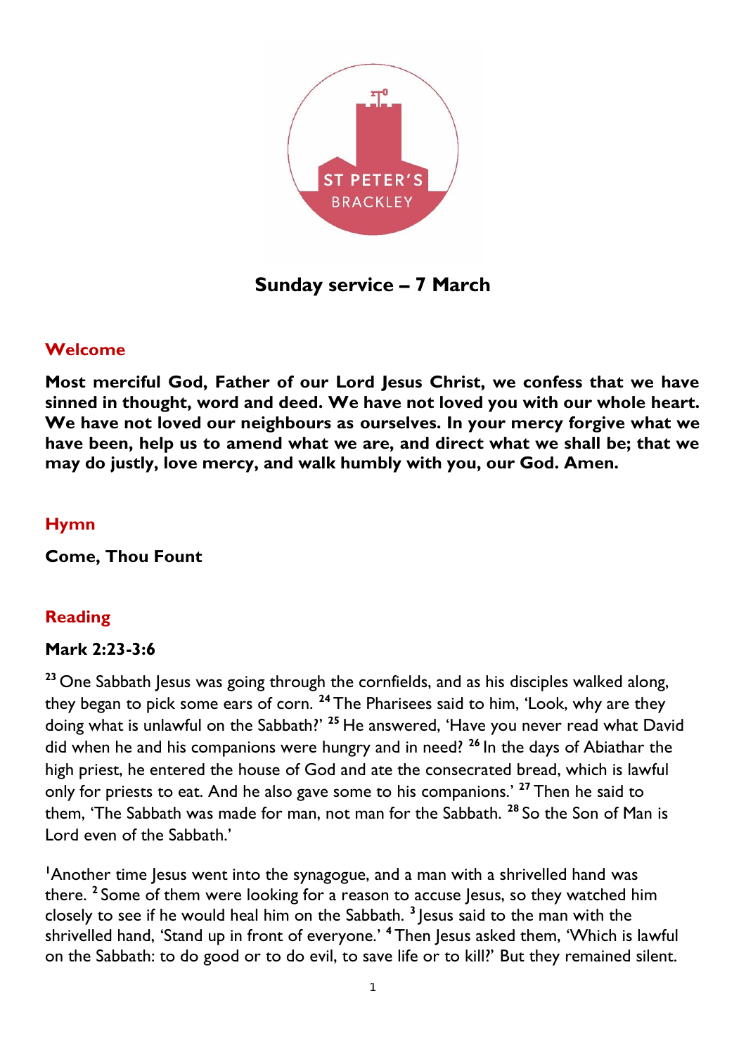# Sunday service – 7 March

## Welcome

**Most merciful God, Father of our Lord Jesus Christ, we confess that we have sinned in thought, word and deed. We have not loved you with our whole heart. We have not loved our neighbours as ourselves. In your mercy forgive what we have been, help us to amend what we are, and direct what we shall be; that we may do justly, love mercy, and walk humbly with you, our God. Amen.**

## Hymn

**Come, Thou Fount**

## Reading

### Mark 2:23-3:6

[23] One Sabbath Jesus was going through the cornfields, and as his disciples walked along, they began to pick some ears of corn. [24] The Pharisees said to him, 'Look, why are they doing what is unlawful on the Sabbath?' [25] He answered, 'Have you never read what David did when he and his companions were hungry and in need? [26] In the days of Abiathar the high priest, he entered the house of God and ate the consecrated bread, which is lawful only for priests to eat. And he also gave some to his companions.' [27] Then he said to them, 'The Sabbath was made for man, not man for the Sabbath. [28] So the Son of Man is Lord even of the Sabbath.'

[1] Another time Jesus went into the synagogue, and a man with a shrivelled hand was there. [2] Some of them were looking for a reason to accuse Jesus, so they watched him closely to see if he would heal him on the Sabbath. [3] Jesus said to the man with the shrivelled hand, 'Stand up in front of everyone.' [4] Then Jesus asked them, 'Which is lawful on the Sabbath: to do good or to do evil, to save life or to kill?' But they remained silent.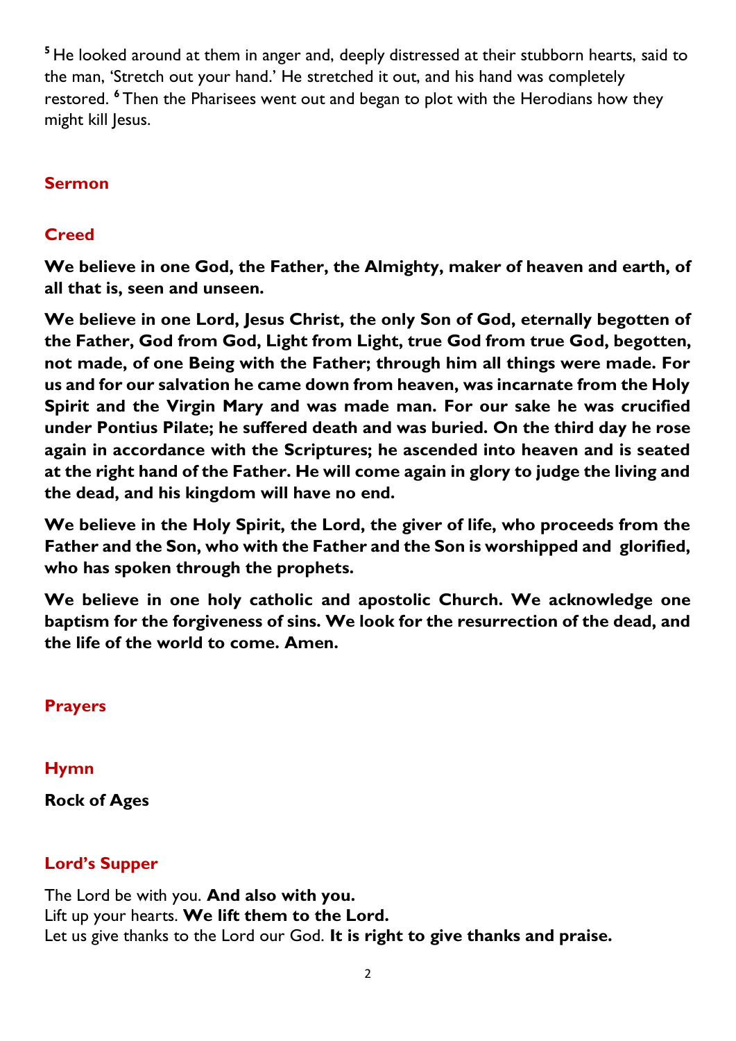[5] He looked around at them in anger and, deeply distressed at their stubborn hearts, said to the man, 'Stretch out your hand.' He stretched it out, and his hand was completely restored. [6] Then the Pharisees went out and began to plot with the Herodians how they might kill Jesus.

## Sermon

## Creed

**We believe in one God, the Father, the Almighty, maker of heaven and earth, of all that is, seen and unseen.**

**We believe in one Lord, Jesus Christ, the only Son of God, eternally begotten of the Father, God from God, Light from Light, true God from true God, begotten, not made, of one Being with the Father; through him all things were made. For us and for our salvation he came down from heaven, was incarnate from the Holy Spirit and the Virgin Mary and was made man. For our sake he was crucified under Pontius Pilate; he suffered death and was buried. On the third day he rose again in accordance with the Scriptures; he ascended into heaven and is seated at the right hand of the Father. He will come again in glory to judge the living and the dead, and his kingdom will have no end.**

**We believe in the Holy Spirit, the Lord, the giver of life, who proceeds from the Father and the Son, who with the Father and the Son is worshipped and glorified, who has spoken through the prophets.**

**We believe in one holy catholic and apostolic Church. We acknowledge one baptism for the forgiveness of sins. We look for the resurrection of the dead, and the life of the world to come. Amen.**

## Prayers

## Hymn

**Rock of Ages**

## Lord's Supper

The Lord be with you. **And also with you.**
Lift up your hearts. **We lift them to the Lord.**
Let us give thanks to the Lord our God. **It is right to give thanks and praise.**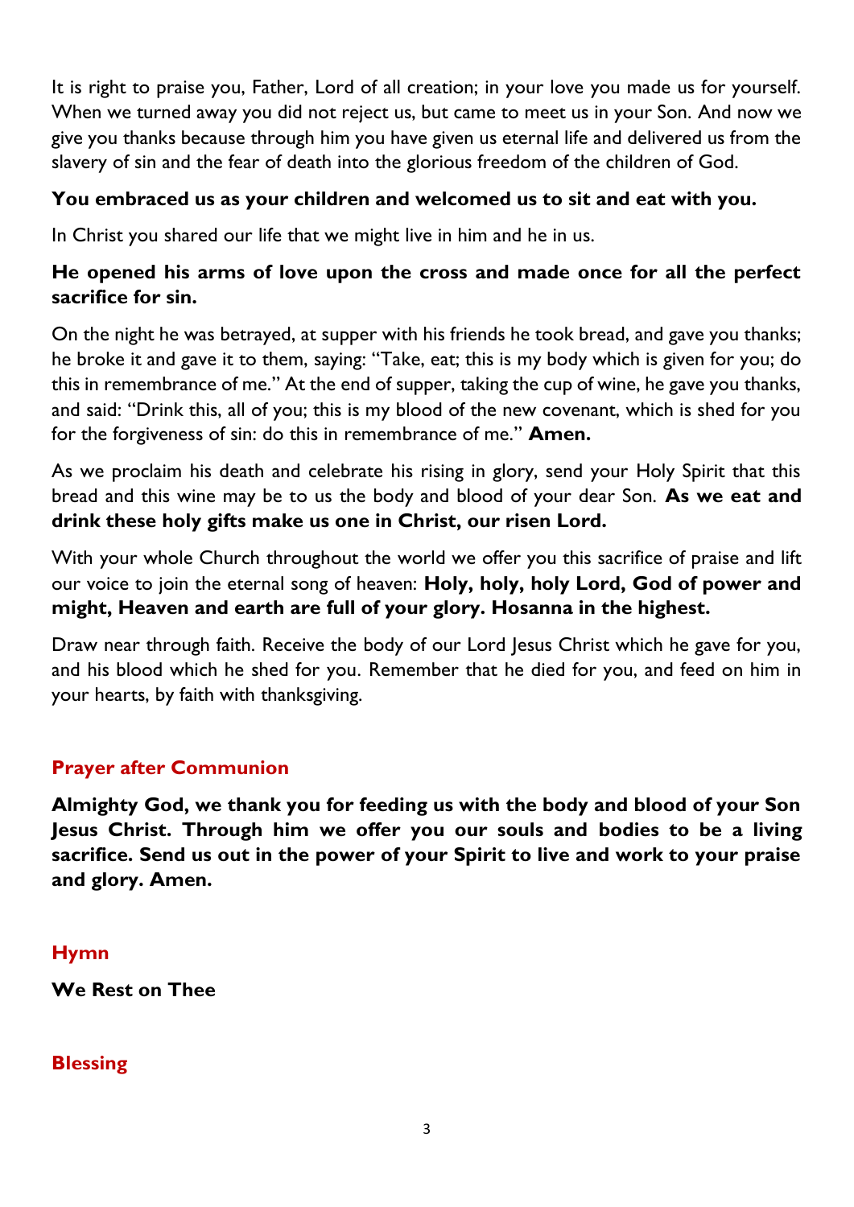It is right to praise you, Father, Lord of all creation; in your love you made us for yourself. When we turned away you did not reject us, but came to meet us in your Son. And now we give you thanks because through him you have given us eternal life and delivered us from the slavery of sin and the fear of death into the glorious freedom of the children of God.

**You embraced us as your children and welcomed us to sit and eat with you.**

In Christ you shared our life that we might live in him and he in us.

**He opened his arms of love upon the cross and made once for all the perfect sacrifice for sin.**

On the night he was betrayed, at supper with his friends he took bread, and gave you thanks; he broke it and gave it to them, saying: "Take, eat; this is my body which is given for you; do this in remembrance of me." At the end of supper, taking the cup of wine, he gave you thanks, and said: "Drink this, all of you; this is my blood of the new covenant, which is shed for you for the forgiveness of sin: do this in remembrance of me." **Amen.**

As we proclaim his death and celebrate his rising in glory, send your Holy Spirit that this bread and this wine may be to us the body and blood of your dear Son. **As we eat and drink these holy gifts make us one in Christ, our risen Lord.**

With your whole Church throughout the world we offer you this sacrifice of praise and lift our voice to join the eternal song of heaven: **Holy, holy, holy Lord, God of power and might, Heaven and earth are full of your glory. Hosanna in the highest.**

Draw near through faith. Receive the body of our Lord Jesus Christ which he gave for you, and his blood which he shed for you. Remember that he died for you, and feed on him in your hearts, by faith with thanksgiving.

## Prayer after Communion

**Almighty God, we thank you for feeding us with the body and blood of your Son Jesus Christ. Through him we offer you our souls and bodies to be a living sacrifice. Send us out in the power of your Spirit to live and work to your praise and glory. Amen.**

## Hymn

**We Rest on Thee**

## Blessing